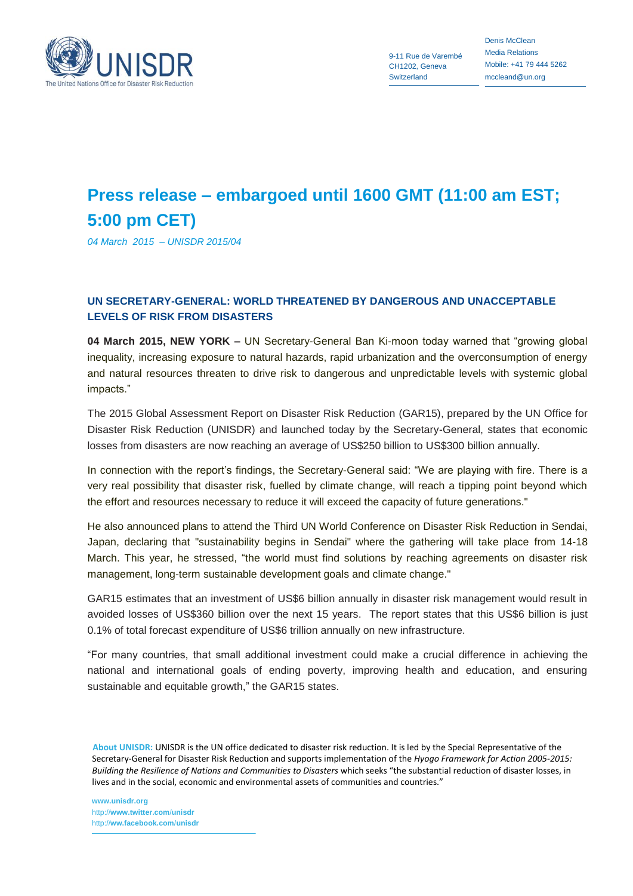UNISDR
The United Nations Office for Disaster Risk Reduction

9-11 Rue de Varembé
CH1202, Geneva
Switzerland

Denis McClean
Media Relations
Mobile: +41 79 444 5262
mccleand@un.org

# Press release – embargoed until 1600 GMT (11:00 am EST; 5:00 pm CET)

*04 March 2015 – UNISDR 2015/04*

## UN SECRETARY-GENERAL: WORLD THREATENED BY DANGEROUS AND UNACCEPTABLE LEVELS OF RISK FROM DISASTERS

**04 March 2015, NEW YORK –** UN Secretary-General Ban Ki-moon today warned that "growing global inequality, increasing exposure to natural hazards, rapid urbanization and the overconsumption of energy and natural resources threaten to drive risk to dangerous and unpredictable levels with systemic global impacts."

The 2015 Global Assessment Report on Disaster Risk Reduction (GAR15), prepared by the UN Office for Disaster Risk Reduction (UNISDR) and launched today by the Secretary-General, states that economic losses from disasters are now reaching an average of US$250 billion to US$300 billion annually.

In connection with the report's findings, the Secretary-General said: "We are playing with fire. There is a very real possibility that disaster risk, fuelled by climate change, will reach a tipping point beyond which the effort and resources necessary to reduce it will exceed the capacity of future generations."

He also announced plans to attend the Third UN World Conference on Disaster Risk Reduction in Sendai, Japan, declaring that "sustainability begins in Sendai" where the gathering will take place from 14-18 March. This year, he stressed, "the world must find solutions by reaching agreements on disaster risk management, long-term sustainable development goals and climate change."

GAR15 estimates that an investment of US$6 billion annually in disaster risk management would result in avoided losses of US$360 billion over the next 15 years. The report states that this US$6 billion is just 0.1% of total forecast expenditure of US$6 trillion annually on new infrastructure.

"For many countries, that small additional investment could make a crucial difference in achieving the national and international goals of ending poverty, improving health and education, and ensuring sustainable and equitable growth," the GAR15 states.

**About UNISDR:** UNISDR is the UN office dedicated to disaster risk reduction. It is led by the Special Representative of the Secretary-General for Disaster Risk Reduction and supports implementation of the *Hyogo Framework for Action 2005-2015: Building the Resilience of Nations and Communities to Disasters* which seeks "the substantial reduction of disaster losses, in lives and in the social, economic and environmental assets of communities and countries."

**www.unisdr.org**
http://**www.twitter.com/unisdr**
http://**ww.facebook.com/unisdr**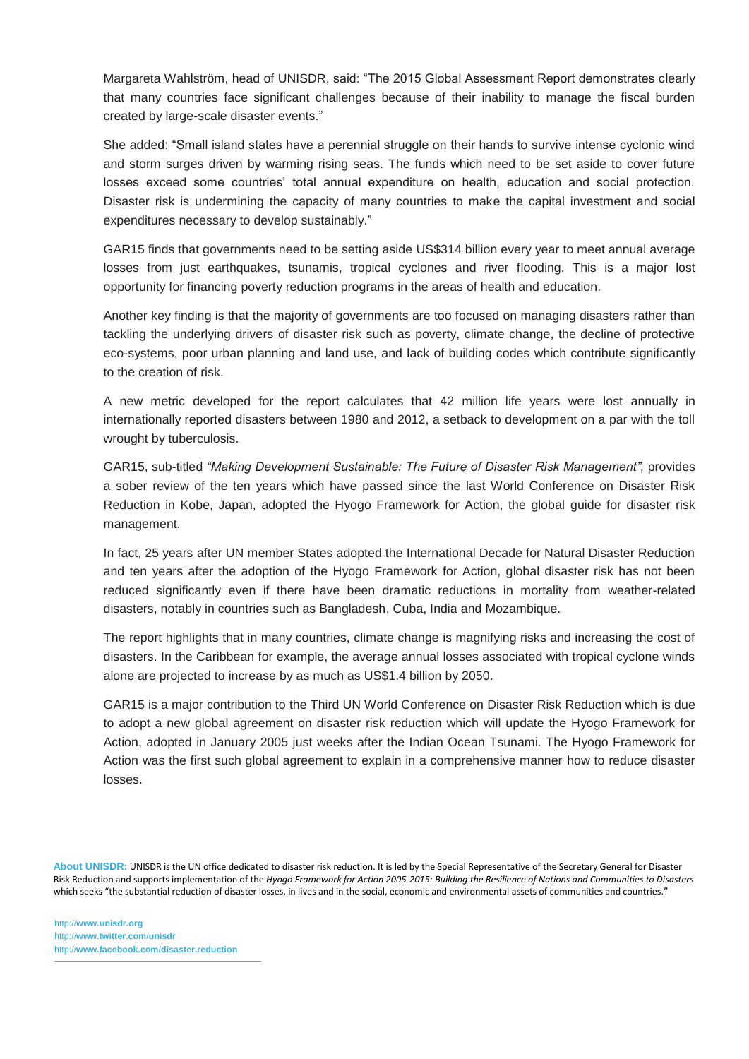Margareta Wahlström, head of UNISDR, said: "The 2015 Global Assessment Report demonstrates clearly that many countries face significant challenges because of their inability to manage the fiscal burden created by large-scale disaster events."

She added: "Small island states have a perennial struggle on their hands to survive intense cyclonic wind and storm surges driven by warming rising seas. The funds which need to be set aside to cover future losses exceed some countries' total annual expenditure on health, education and social protection. Disaster risk is undermining the capacity of many countries to make the capital investment and social expenditures necessary to develop sustainably."

GAR15 finds that governments need to be setting aside US$314 billion every year to meet annual average losses from just earthquakes, tsunamis, tropical cyclones and river flooding. This is a major lost opportunity for financing poverty reduction programs in the areas of health and education.

Another key finding is that the majority of governments are too focused on managing disasters rather than tackling the underlying drivers of disaster risk such as poverty, climate change, the decline of protective eco-systems, poor urban planning and land use, and lack of building codes which contribute significantly to the creation of risk.

A new metric developed for the report calculates that 42 million life years were lost annually in internationally reported disasters between 1980 and 2012, a setback to development on a par with the toll wrought by tuberculosis.

GAR15, sub-titled *"Making Development Sustainable: The Future of Disaster Risk Management",* provides a sober review of the ten years which have passed since the last World Conference on Disaster Risk Reduction in Kobe, Japan, adopted the Hyogo Framework for Action, the global guide for disaster risk management.

In fact, 25 years after UN member States adopted the International Decade for Natural Disaster Reduction and ten years after the adoption of the Hyogo Framework for Action, global disaster risk has not been reduced significantly even if there have been dramatic reductions in mortality from weather-related disasters, notably in countries such as Bangladesh, Cuba, India and Mozambique.

The report highlights that in many countries, climate change is magnifying risks and increasing the cost of disasters. In the Caribbean for example, the average annual losses associated with tropical cyclone winds alone are projected to increase by as much as US$1.4 billion by 2050.

GAR15 is a major contribution to the Third UN World Conference on Disaster Risk Reduction which is due to adopt a new global agreement on disaster risk reduction which will update the Hyogo Framework for Action, adopted in January 2005 just weeks after the Indian Ocean Tsunami. The Hyogo Framework for Action was the first such global agreement to explain in a comprehensive manner how to reduce disaster losses.

**About UNISDR:** UNISDR is the UN office dedicated to disaster risk reduction. It is led by the Special Representative of the Secretary General for Disaster Risk Reduction and supports implementation of the *Hyogo Framework for Action 2005-2015: Building the Resilience of Nations and Communities to Disasters* which seeks "the substantial reduction of disaster losses, in lives and in the social, economic and environmental assets of communities and countries."

http://**www.unisdr.org**
http://**www.twitter.com/unisdr**
http://**www.facebook.com/disaster.reduction**